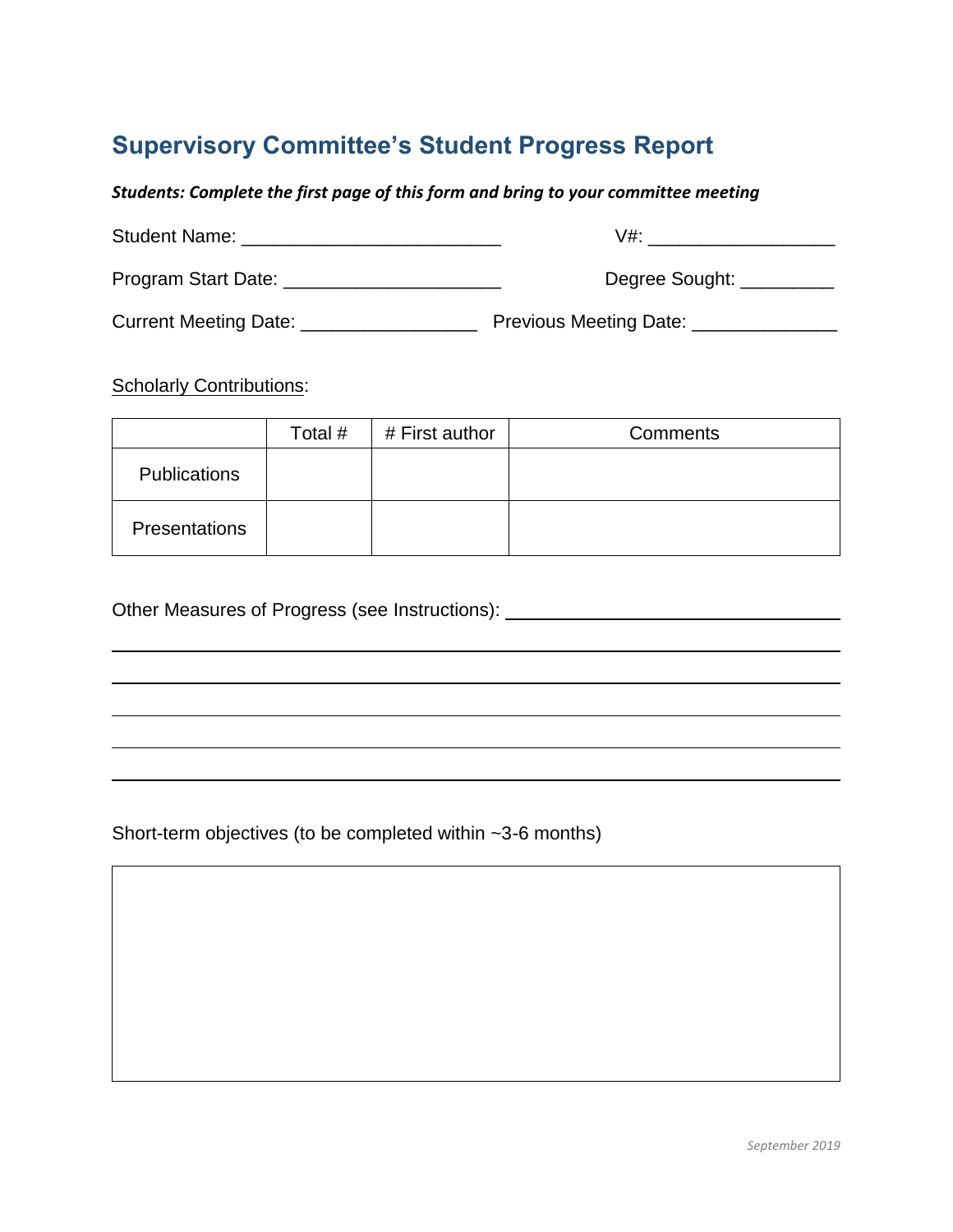# Supervisory Committee's Student Progress Report

***Students: Complete the first page of this form and bring to your committee meeting***

Student Name: ________________________ V#: _________________

Program Start Date: ____________________ Degree Sought: _________

Current Meeting Date: ________________ Previous Meeting Date: _____________

Scholarly Contributions:

| | Total # | # First author | Comments |
|---|---|---|---|
| Publications | | | |
| Presentations | | | |

Other Measures of Progress (see Instructions): ______________________________

______________________________________________________________________

______________________________________________________________________

______________________________________________________________________

______________________________________________________________________

______________________________________________________________________

Short-term objectives (to be completed within ~3-6 months)

| |
|---|
| |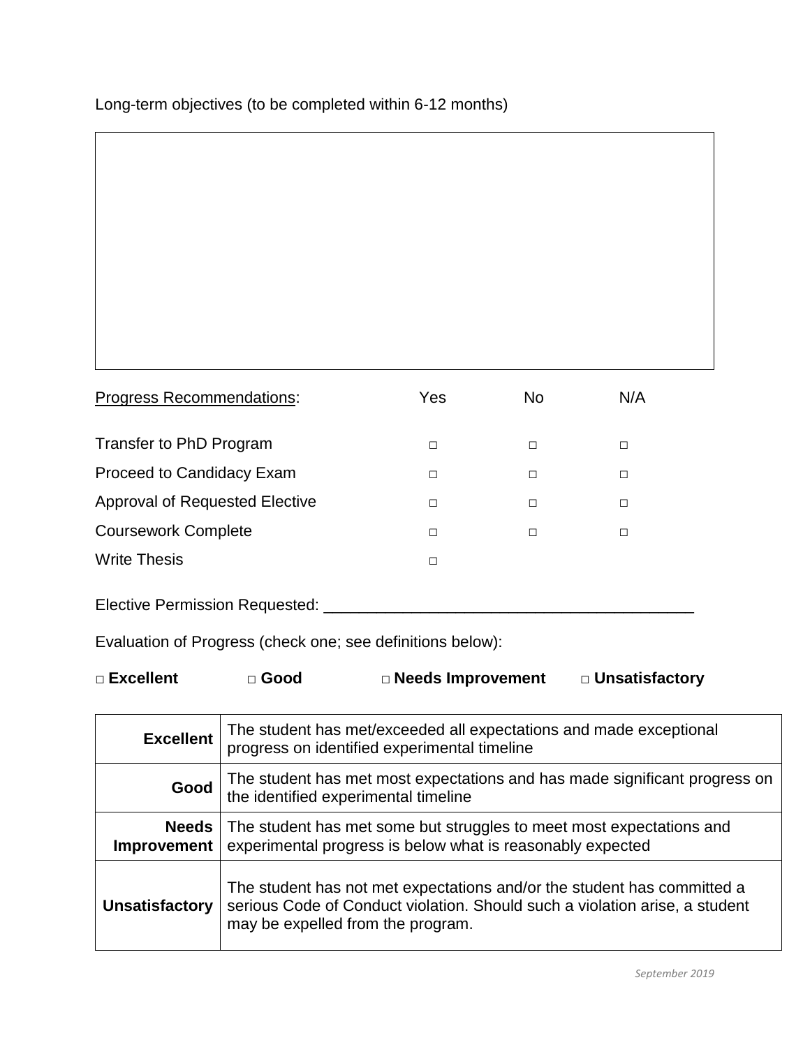Long-term objectives (to be completed within 6-12 months)

<u>Progress Recommendations</u>:

| | Yes | No | N/A |
|---|---|---|---|
| Transfer to PhD Program | □ | □ | □ |
| Proceed to Candidacy Exam | □ | □ | □ |
| Approval of Requested Elective | □ | □ | □ |
| Coursework Complete | □ | □ | □ |
| Write Thesis | □ | | |

Elective Permission Requested: ________________________________________

Evaluation of Progress (check one; see definitions below):

**□ Excellent** **□ Good** **□ Needs Improvement** **□ Unsatisfactory**

| | |
|---|---|
| **Excellent** | The student has met/exceeded all expectations and made exceptional progress on identified experimental timeline |
| **Good** | The student has met most expectations and has made significant progress on the identified experimental timeline |
| **Needs Improvement** | The student has met some but struggles to meet most expectations and experimental progress is below what is reasonably expected |
| **Unsatisfactory** | The student has not met expectations and/or the student has committed a serious Code of Conduct violation. Should such a violation arise, a student may be expelled from the program. |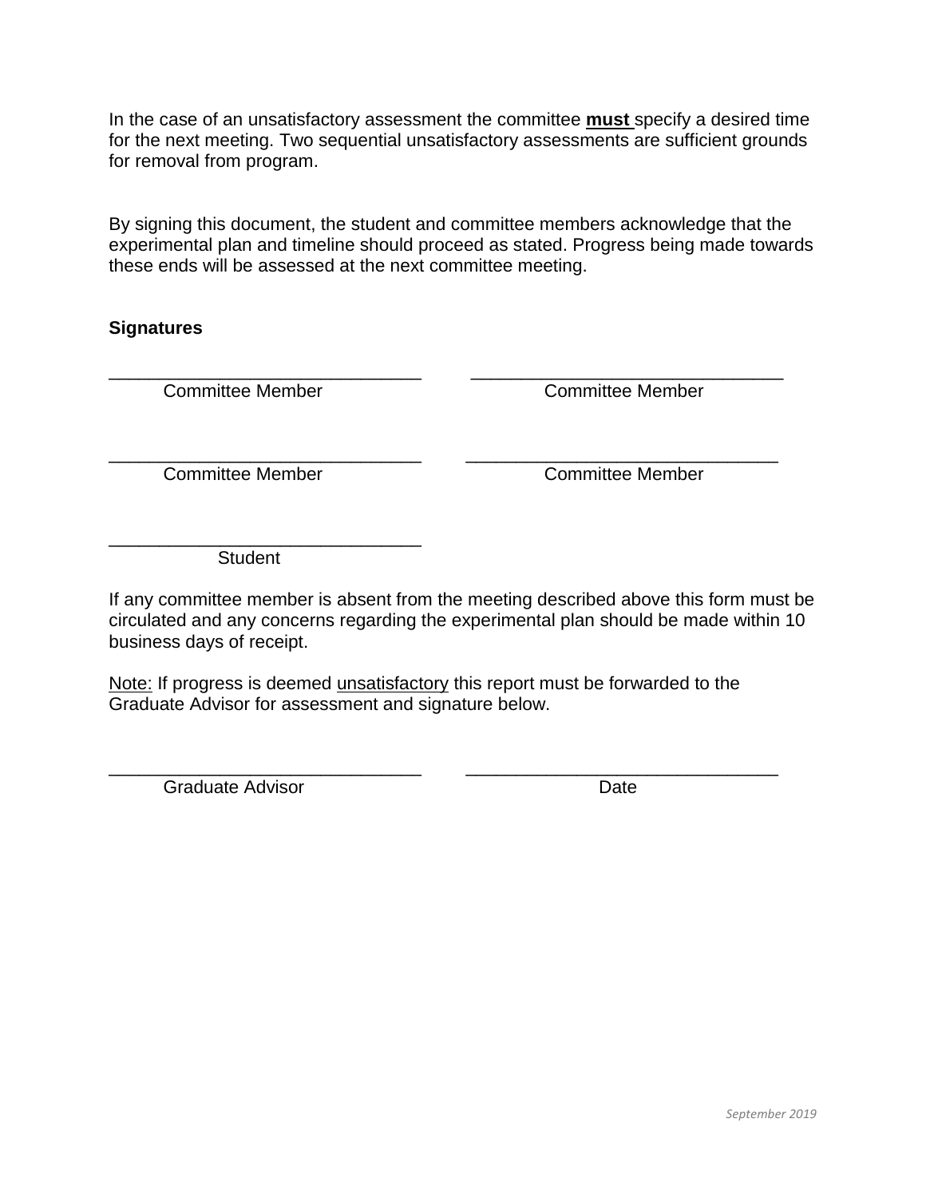In the case of an unsatisfactory assessment the committee **<u>must</u>** specify a desired time for the next meeting. Two sequential unsatisfactory assessments are sufficient grounds for removal from program.

By signing this document, the student and committee members acknowledge that the experimental plan and timeline should proceed as stated. Progress being made towards these ends will be assessed at the next committee meeting.

**Signatures**

| | |
|---|---|
| _______________________________ | _______________________________ |
| Committee Member | Committee Member |
| _______________________________ | _______________________________ |
| Committee Member | Committee Member |
| _______________________________ | |
| Student | |

If any committee member is absent from the meeting described above this form must be circulated and any concerns regarding the experimental plan should be made within 10 business days of receipt.

<u>Note:</u> If progress is deemed <u>unsatisfactory</u> this report must be forwarded to the Graduate Advisor for assessment and signature below.

| | |
|---|---|
| _______________________________ | _______________________________ |
| Graduate Advisor | Date |

*September 2019*